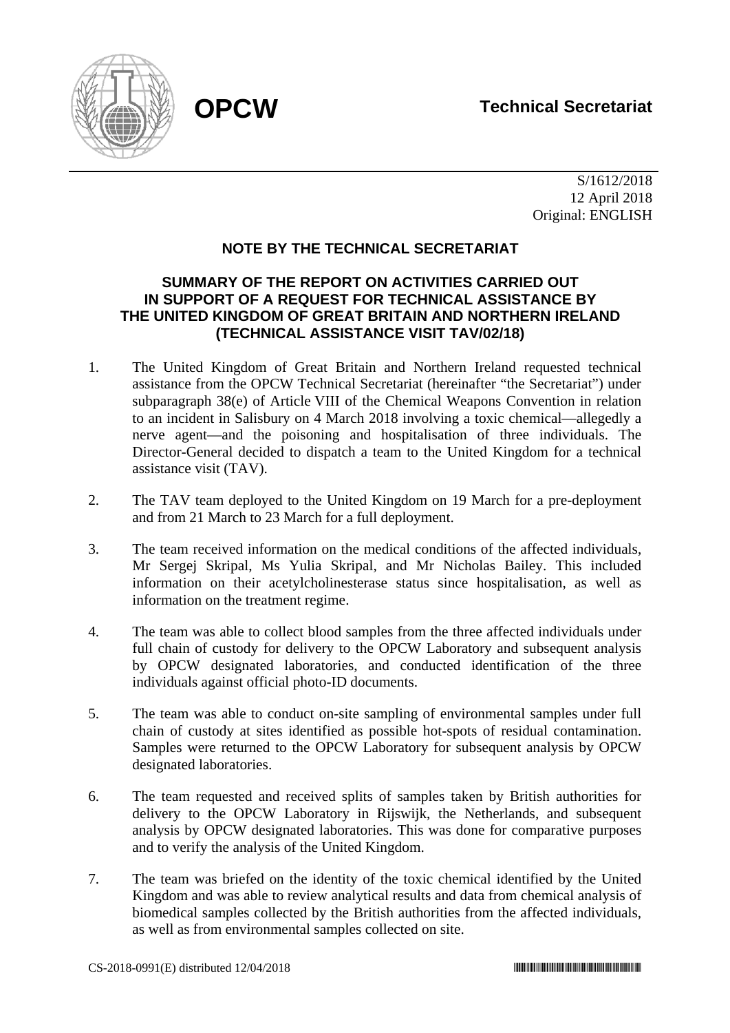**OPCW**

**Technical Secretariat**

S/1612/2018
12 April 2018
Original: ENGLISH

## NOTE BY THE TECHNICAL SECRETARIAT

### SUMMARY OF THE REPORT ON ACTIVITIES CARRIED OUT IN SUPPORT OF A REQUEST FOR TECHNICAL ASSISTANCE BY THE UNITED KINGDOM OF GREAT BRITAIN AND NORTHERN IRELAND (TECHNICAL ASSISTANCE VISIT TAV/02/18)

1. The United Kingdom of Great Britain and Northern Ireland requested technical assistance from the OPCW Technical Secretariat (hereinafter "the Secretariat") under subparagraph 38(e) of Article VIII of the Chemical Weapons Convention in relation to an incident in Salisbury on 4 March 2018 involving a toxic chemical—allegedly a nerve agent—and the poisoning and hospitalisation of three individuals. The Director-General decided to dispatch a team to the United Kingdom for a technical assistance visit (TAV).

2. The TAV team deployed to the United Kingdom on 19 March for a pre-deployment and from 21 March to 23 March for a full deployment.

3. The team received information on the medical conditions of the affected individuals, Mr Sergej Skripal, Ms Yulia Skripal, and Mr Nicholas Bailey. This included information on their acetylcholinesterase status since hospitalisation, as well as information on the treatment regime.

4. The team was able to collect blood samples from the three affected individuals under full chain of custody for delivery to the OPCW Laboratory and subsequent analysis by OPCW designated laboratories, and conducted identification of the three individuals against official photo-ID documents.

5. The team was able to conduct on-site sampling of environmental samples under full chain of custody at sites identified as possible hot-spots of residual contamination. Samples were returned to the OPCW Laboratory for subsequent analysis by OPCW designated laboratories.

6. The team requested and received splits of samples taken by British authorities for delivery to the OPCW Laboratory in Rijswijk, the Netherlands, and subsequent analysis by OPCW designated laboratories. This was done for comparative purposes and to verify the analysis of the United Kingdom.

7. The team was briefed on the identity of the toxic chemical identified by the United Kingdom and was able to review analytical results and data from chemical analysis of biomedical samples collected by the British authorities from the affected individuals, as well as from environmental samples collected on site.

CS-2018-0991(E) distributed 12/04/2018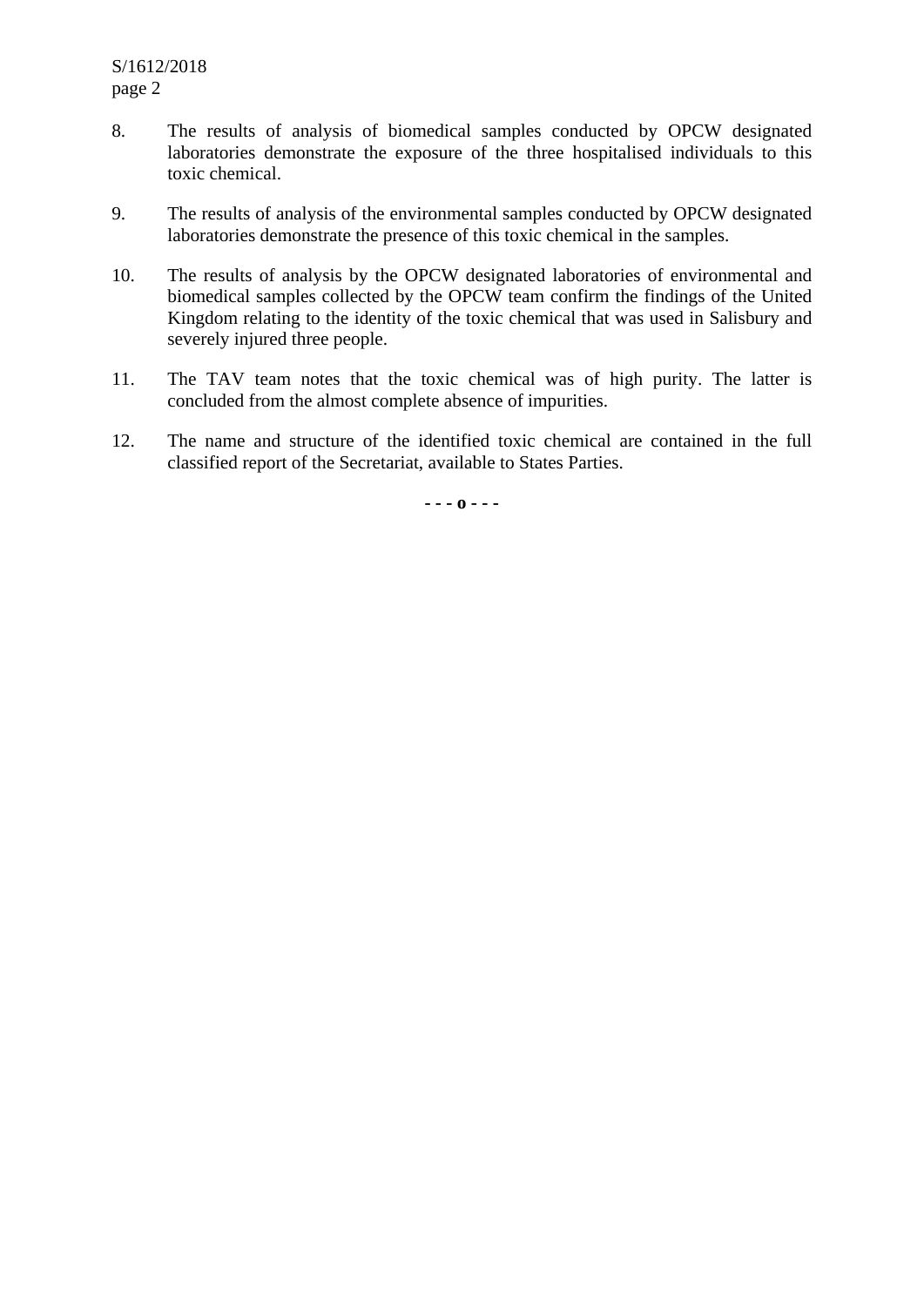8. The results of analysis of biomedical samples conducted by OPCW designated laboratories demonstrate the exposure of the three hospitalised individuals to this toxic chemical.

9. The results of analysis of the environmental samples conducted by OPCW designated laboratories demonstrate the presence of this toxic chemical in the samples.

10. The results of analysis by the OPCW designated laboratories of environmental and biomedical samples collected by the OPCW team confirm the findings of the United Kingdom relating to the identity of the toxic chemical that was used in Salisbury and severely injured three people.

11. The TAV team notes that the toxic chemical was of high purity. The latter is concluded from the almost complete absence of impurities.

12. The name and structure of the identified toxic chemical are contained in the full classified report of the Secretariat, available to States Parties.

**- - - o - - -**